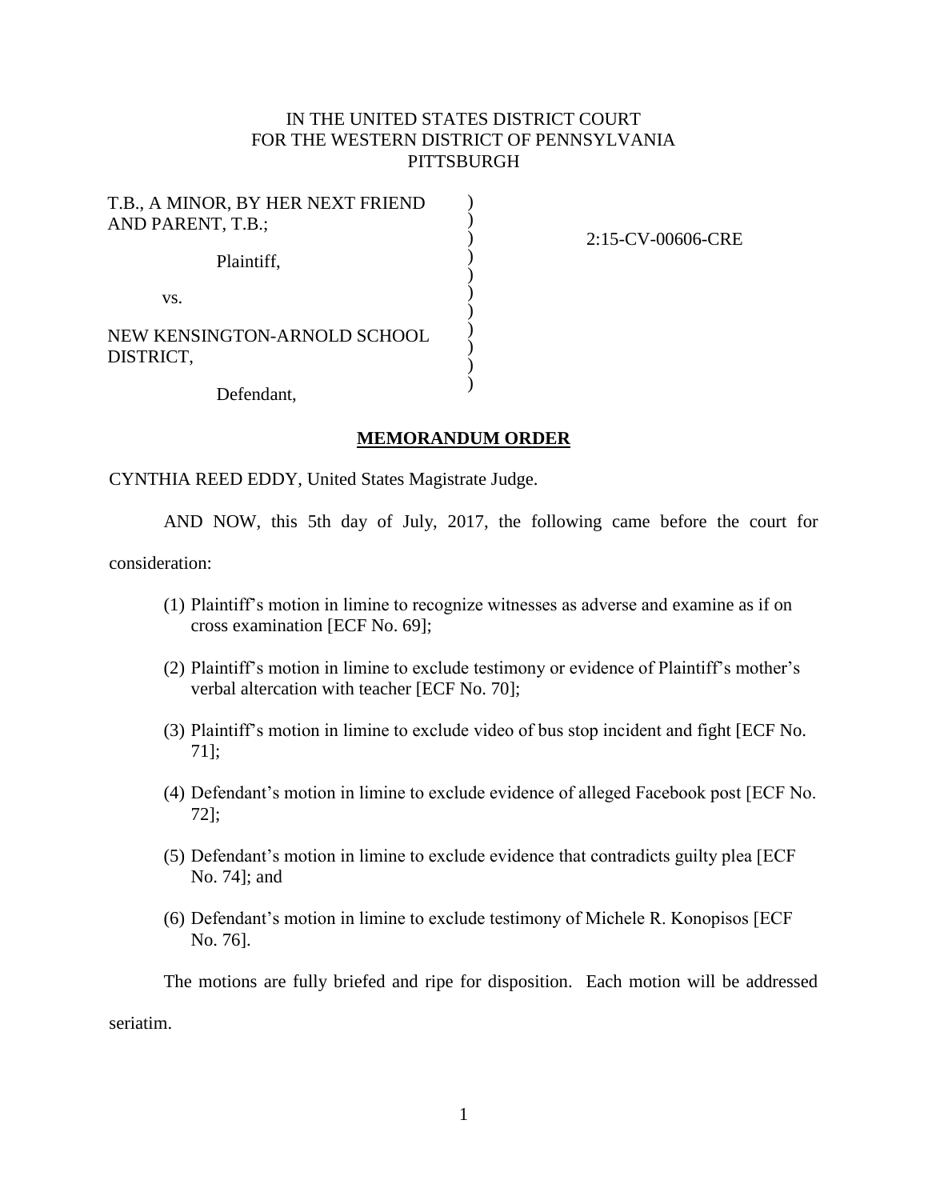IN THE UNITED STATES DISTRICT COURT
FOR THE WESTERN DISTRICT OF PENNSYLVANIA
PITTSBURGH

| | | |
|---|---|---|
| T.B., A MINOR, BY HER NEXT FRIEND AND PARENT, T.B.;<br><br>Plaintiff,<br><br>vs.<br><br>NEW KENSINGTON-ARNOLD SCHOOL DISTRICT,<br><br>Defendant, | ) | 2:15-CV-00606-CRE |

**MEMORANDUM ORDER**

CYNTHIA REED EDDY, United States Magistrate Judge.

AND NOW, this 5th day of July, 2017, the following came before the court for consideration:

(1) Plaintiff's motion in limine to recognize witnesses as adverse and examine as if on cross examination [ECF No. 69];

(2) Plaintiff's motion in limine to exclude testimony or evidence of Plaintiff's mother's verbal altercation with teacher [ECF No. 70];

(3) Plaintiff's motion in limine to exclude video of bus stop incident and fight [ECF No. 71];

(4) Defendant's motion in limine to exclude evidence of alleged Facebook post [ECF No. 72];

(5) Defendant's motion in limine to exclude evidence that contradicts guilty plea [ECF No. 74]; and

(6) Defendant's motion in limine to exclude testimony of Michele R. Konopisos [ECF No. 76].

The motions are fully briefed and ripe for disposition. Each motion will be addressed seriatim.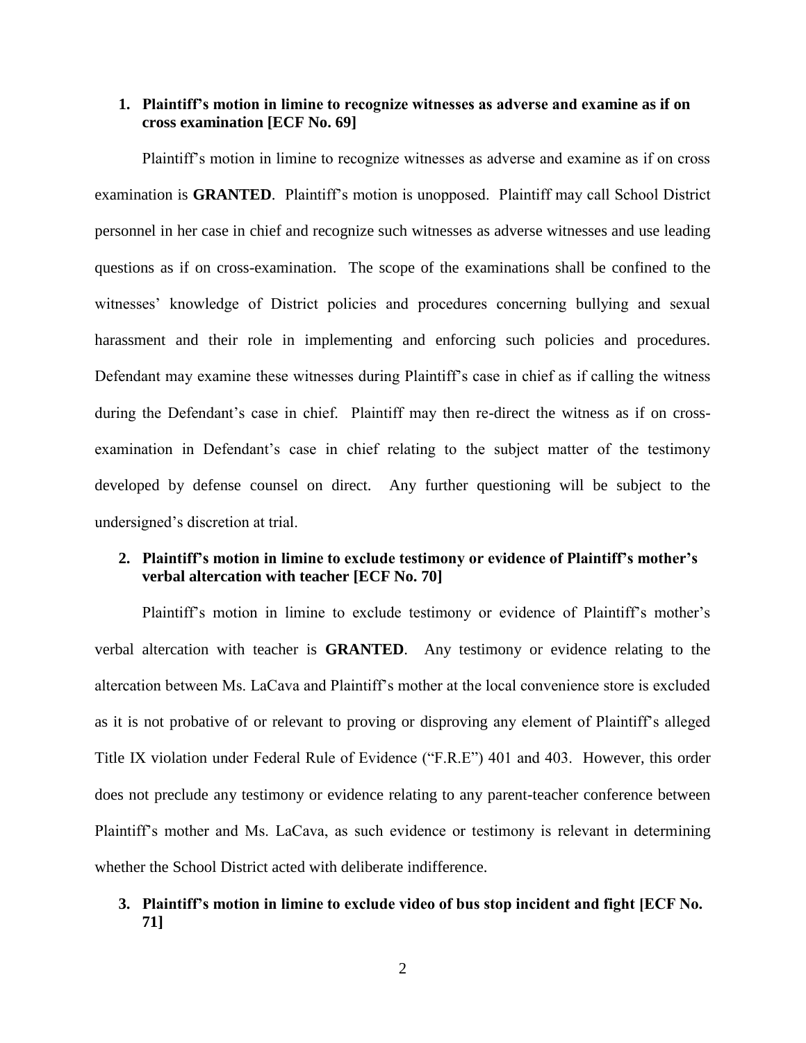**1. Plaintiff's motion in limine to recognize witnesses as adverse and examine as if on cross examination [ECF No. 69]**

Plaintiff's motion in limine to recognize witnesses as adverse and examine as if on cross examination is **GRANTED**. Plaintiff's motion is unopposed. Plaintiff may call School District personnel in her case in chief and recognize such witnesses as adverse witnesses and use leading questions as if on cross-examination. The scope of the examinations shall be confined to the witnesses' knowledge of District policies and procedures concerning bullying and sexual harassment and their role in implementing and enforcing such policies and procedures. Defendant may examine these witnesses during Plaintiff's case in chief as if calling the witness during the Defendant's case in chief. Plaintiff may then re-direct the witness as if on cross-examination in Defendant's case in chief relating to the subject matter of the testimony developed by defense counsel on direct. Any further questioning will be subject to the undersigned's discretion at trial.

**2. Plaintiff's motion in limine to exclude testimony or evidence of Plaintiff's mother's verbal altercation with teacher [ECF No. 70]**

Plaintiff's motion in limine to exclude testimony or evidence of Plaintiff's mother's verbal altercation with teacher is **GRANTED**. Any testimony or evidence relating to the altercation between Ms. LaCava and Plaintiff's mother at the local convenience store is excluded as it is not probative of or relevant to proving or disproving any element of Plaintiff's alleged Title IX violation under Federal Rule of Evidence ("F.R.E") 401 and 403. However, this order does not preclude any testimony or evidence relating to any parent-teacher conference between Plaintiff's mother and Ms. LaCava, as such evidence or testimony is relevant in determining whether the School District acted with deliberate indifference.

**3. Plaintiff's motion in limine to exclude video of bus stop incident and fight [ECF No. 71]**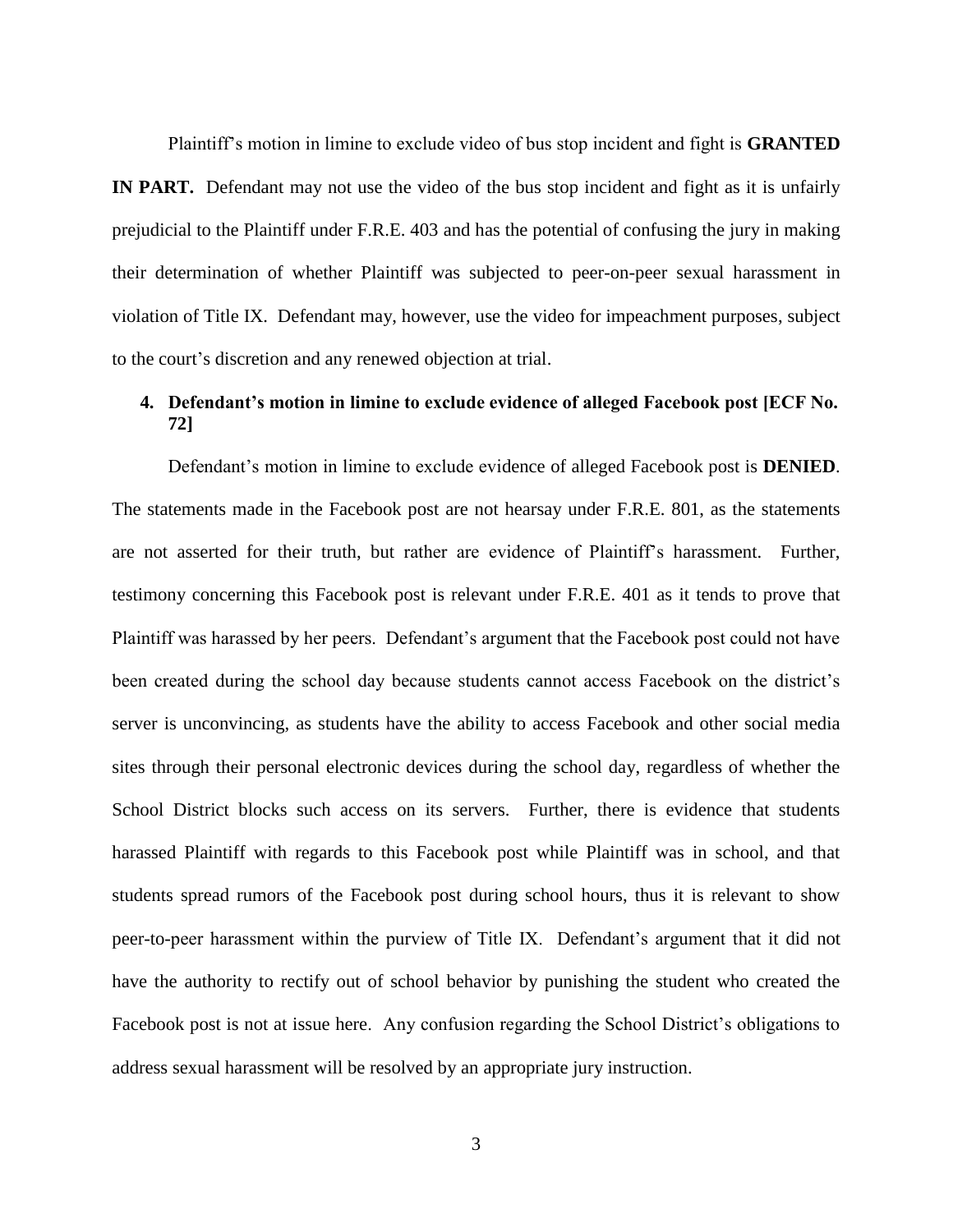Plaintiff's motion in limine to exclude video of bus stop incident and fight is **GRANTED IN PART.** Defendant may not use the video of the bus stop incident and fight as it is unfairly prejudicial to the Plaintiff under F.R.E. 403 and has the potential of confusing the jury in making their determination of whether Plaintiff was subjected to peer-on-peer sexual harassment in violation of Title IX. Defendant may, however, use the video for impeachment purposes, subject to the court's discretion and any renewed objection at trial.

**4. Defendant's motion in limine to exclude evidence of alleged Facebook post [ECF No. 72]**

Defendant's motion in limine to exclude evidence of alleged Facebook post is **DENIED**. The statements made in the Facebook post are not hearsay under F.R.E. 801, as the statements are not asserted for their truth, but rather are evidence of Plaintiff's harassment. Further, testimony concerning this Facebook post is relevant under F.R.E. 401 as it tends to prove that Plaintiff was harassed by her peers. Defendant's argument that the Facebook post could not have been created during the school day because students cannot access Facebook on the district's server is unconvincing, as students have the ability to access Facebook and other social media sites through their personal electronic devices during the school day, regardless of whether the School District blocks such access on its servers. Further, there is evidence that students harassed Plaintiff with regards to this Facebook post while Plaintiff was in school, and that students spread rumors of the Facebook post during school hours, thus it is relevant to show peer-to-peer harassment within the purview of Title IX. Defendant's argument that it did not have the authority to rectify out of school behavior by punishing the student who created the Facebook post is not at issue here. Any confusion regarding the School District's obligations to address sexual harassment will be resolved by an appropriate jury instruction.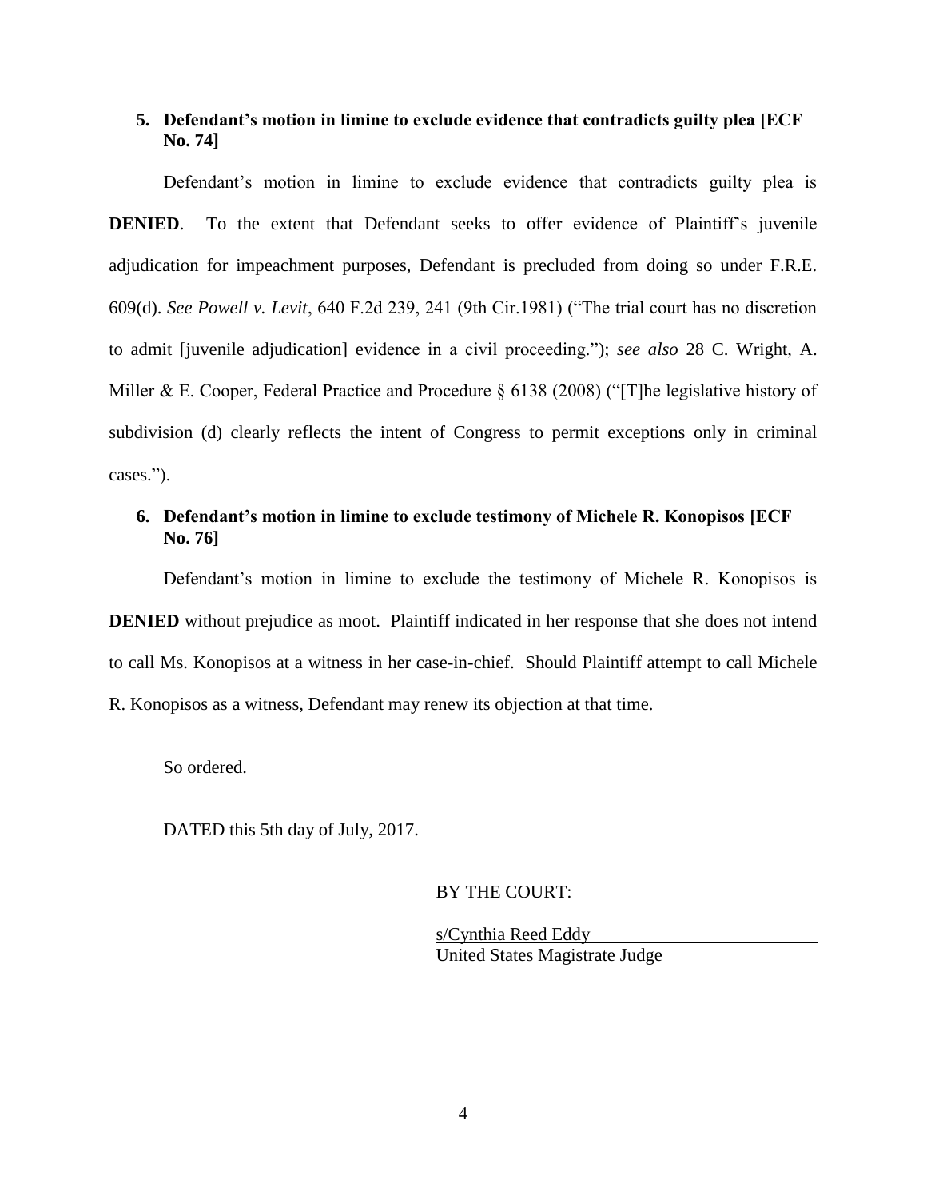**5. Defendant's motion in limine to exclude evidence that contradicts guilty plea [ECF No. 74]**

Defendant's motion in limine to exclude evidence that contradicts guilty plea is **DENIED**. To the extent that Defendant seeks to offer evidence of Plaintiff's juvenile adjudication for impeachment purposes, Defendant is precluded from doing so under F.R.E. 609(d). *See Powell v. Levit*, 640 F.2d 239, 241 (9th Cir.1981) ("The trial court has no discretion to admit [juvenile adjudication] evidence in a civil proceeding."); *see also* 28 C. Wright, A. Miller & E. Cooper, Federal Practice and Procedure § 6138 (2008) ("[T]he legislative history of subdivision (d) clearly reflects the intent of Congress to permit exceptions only in criminal cases.").

**6. Defendant's motion in limine to exclude testimony of Michele R. Konopisos [ECF No. 76]**

Defendant's motion in limine to exclude the testimony of Michele R. Konopisos is **DENIED** without prejudice as moot. Plaintiff indicated in her response that she does not intend to call Ms. Konopisos at a witness in her case-in-chief. Should Plaintiff attempt to call Michele R. Konopisos as a witness, Defendant may renew its objection at that time.

So ordered.

DATED this 5th day of July, 2017.

BY THE COURT:

s/Cynthia Reed Eddy
United States Magistrate Judge